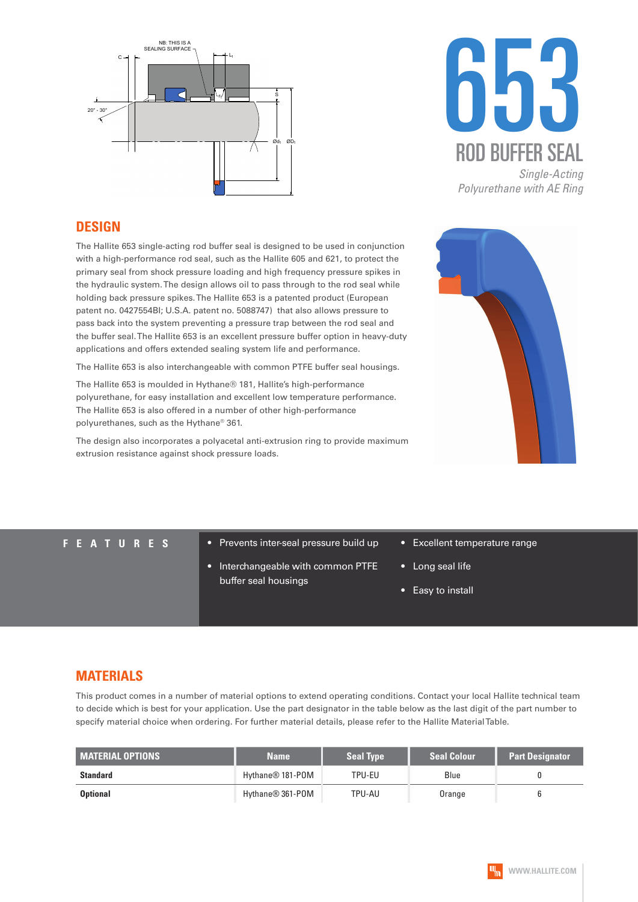# 653

## ROD BUFFER SEAL

*Single-Acting*
*Polyurethane with AE Ring*

## DESIGN

The Hallite 653 single-acting rod buffer seal is designed to be used in conjunction with a high-performance rod seal, such as the Hallite 605 and 621, to protect the primary seal from shock pressure loading and high frequency pressure spikes in the hydraulic system. The design allows oil to pass through to the rod seal while holding back pressure spikes. The Hallite 653 is a patented product (European patent no. 0427554BI; U.S.A. patent no. 5088747) that also allows pressure to pass back into the system preventing a pressure trap between the rod seal and the buffer seal. The Hallite 653 is an excellent pressure buffer option in heavy-duty applications and offers extended sealing system life and performance.

The Hallite 653 is also interchangeable with common PTFE buffer seal housings.

The Hallite 653 is moulded in Hythane® 181, Hallite's high-performance polyurethane, for easy installation and excellent low temperature performance. The Hallite 653 is also offered in a number of other high-performance polyurethanes, such as the Hythane® 361.

The design also incorporates a polyacetal anti-extrusion ring to provide maximum extrusion resistance against shock pressure loads.

## FEATURES

- Prevents inter-seal pressure build up
- Interchangeable with common PTFE buffer seal housings
- Excellent temperature range
- Long seal life
- Easy to install

## MATERIALS

This product comes in a number of material options to extend operating conditions. Contact your local Hallite technical team to decide which is best for your application. Use the part designator in the table below as the last digit of the part number to specify material choice when ordering. For further material details, please refer to the Hallite Material Table.

| MATERIAL OPTIONS | Name | Seal Type | Seal Colour | Part Designator |
|---|---|---|---|---|
| **Standard** | Hythane® 181-POM | TPU-EU | Blue | 0 |
| **Optional** | Hythane® 361-POM | TPU-AU | Orange | 6 |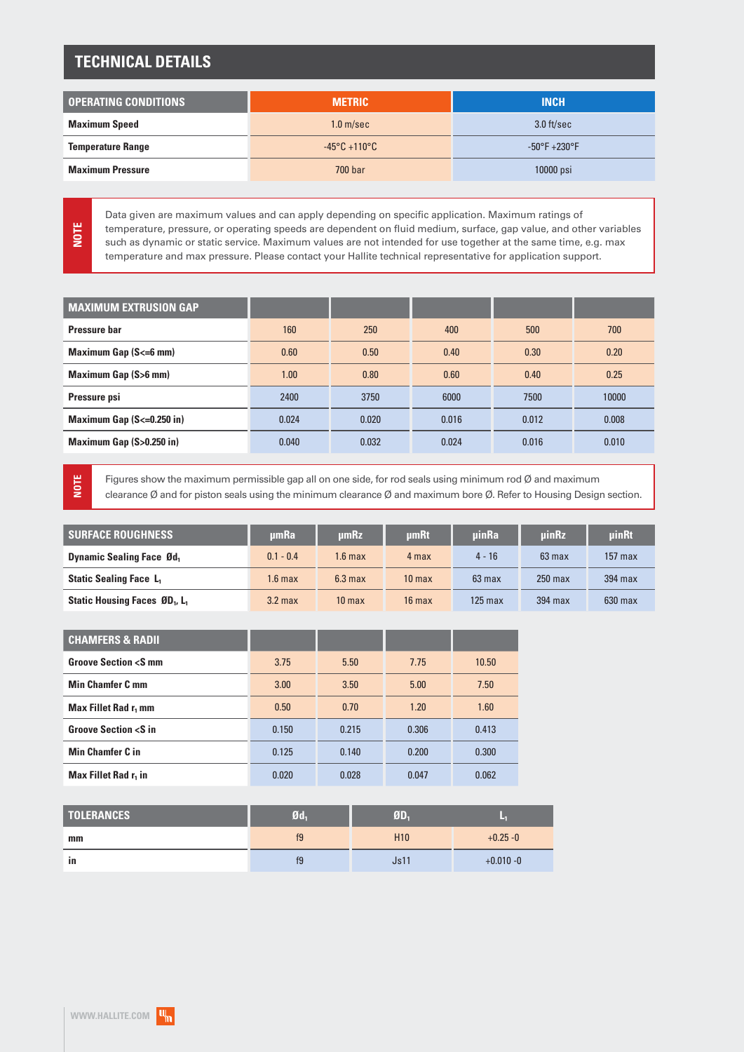## TECHNICAL DETAILS

| OPERATING CONDITIONS | METRIC | INCH |
|---|---|---|
| Maximum Speed | 1.0 m/sec | 3.0 ft/sec |
| Temperature Range | -45°C +110°C | -50°F +230°F |
| Maximum Pressure | 700 bar | 10000 psi |

**NOTE**

Data given are maximum values and can apply depending on specific application. Maximum ratings of temperature, pressure, or operating speeds are dependent on fluid medium, surface, gap value, and other variables such as dynamic or static service. Maximum values are not intended for use together at the same time, e.g. max temperature and max pressure. Please contact your Hallite technical representative for application support.

| MAXIMUM EXTRUSION GAP | | | | | |
|---|---|---|---|---|---|
| Pressure bar | 160 | 250 | 400 | 500 | 700 |
| Maximum Gap (S<=6 mm) | 0.60 | 0.50 | 0.40 | 0.30 | 0.20 |
| Maximum Gap (S>6 mm) | 1.00 | 0.80 | 0.60 | 0.40 | 0.25 |
| Pressure psi | 2400 | 3750 | 6000 | 7500 | 10000 |
| Maximum Gap (S<=0.250 in) | 0.024 | 0.020 | 0.016 | 0.012 | 0.008 |
| Maximum Gap (S>0.250 in) | 0.040 | 0.032 | 0.024 | 0.016 | 0.010 |

**NOTE**

Figures show the maximum permissible gap all on one side, for rod seals using minimum rod Ø and maximum clearance Ø and for piston seals using the minimum clearance Ø and maximum bore Ø. Refer to Housing Design section.

| SURFACE ROUGHNESS | µmRa | µmRz | µmRt | µinRa | µinRz | µinRt |
|---|---|---|---|---|---|---|
| Dynamic Sealing Face $Ød_1$ | 0.1 - 0.4 | 1.6 max | 4 max | 4 - 16 | 63 max | 157 max |
| Static Sealing Face $L_1$ | 1.6 max | 6.3 max | 10 max | 63 max | 250 max | 394 max |
| Static Housing Faces $ØD_1$, $L_1$ | 3.2 max | 10 max | 16 max | 125 max | 394 max | 630 max |

| CHAMFERS & RADII | | | | |
|---|---|---|---|---|
| Groove Section <S mm | 3.75 | 5.50 | 7.75 | 10.50 |
| Min Chamfer C mm | 3.00 | 3.50 | 5.00 | 7.50 |
| Max Fillet Rad $r_1$ mm | 0.50 | 0.70 | 1.20 | 1.60 |
| Groove Section <S in | 0.150 | 0.215 | 0.306 | 0.413 |
| Min Chamfer C in | 0.125 | 0.140 | 0.200 | 0.300 |
| Max Fillet Rad $r_1$ in | 0.020 | 0.028 | 0.047 | 0.062 |

| TOLERANCES | $Ød_1$ | $ØD_1$ | $L_1$ |
|---|---|---|---|
| mm | f9 | H10 | +0.25 -0 |
| in | f9 | Js11 | +0.010 -0 |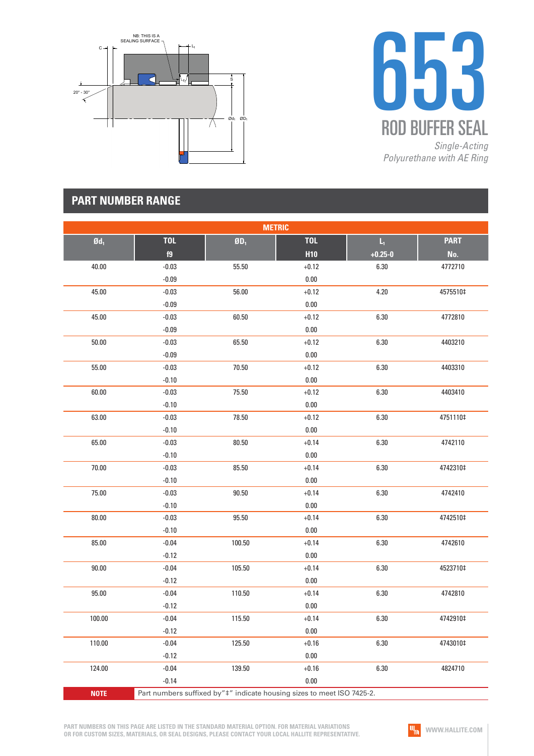# 653

## ROD BUFFER SEAL

*Single-Acting*
*Polyurethane with AE Ring*

NB: THIS IS A SEALING SURFACE

## PART NUMBER RANGE

| METRIC | | | | | |
|---|---|---|---|---|---|
| $Ød_1$ | TOL f9 | $ØD_1$ | TOL H10 | $L_1$ +0.25-0 | PART No. |
| 40.00 | -0.03 / -0.09 | 55.50 | +0.12 / 0.00 | 6.30 | 4772710 |
| 45.00 | -0.03 / -0.09 | 56.00 | +0.12 / 0.00 | 4.20 | 4575510‡ |
| 45.00 | -0.03 / -0.09 | 60.50 | +0.12 / 0.00 | 6.30 | 4772810 |
| 50.00 | -0.03 / -0.09 | 65.50 | +0.12 / 0.00 | 6.30 | 4403210 |
| 55.00 | -0.03 / -0.10 | 70.50 | +0.12 / 0.00 | 6.30 | 4403310 |
| 60.00 | -0.03 / -0.10 | 75.50 | +0.12 / 0.00 | 6.30 | 4403410 |
| 63.00 | -0.03 / -0.10 | 78.50 | +0.12 / 0.00 | 6.30 | 4751110‡ |
| 65.00 | -0.03 / -0.10 | 80.50 | +0.14 / 0.00 | 6.30 | 4742110 |
| 70.00 | -0.03 / -0.10 | 85.50 | +0.14 / 0.00 | 6.30 | 4742310‡ |
| 75.00 | -0.03 / -0.10 | 90.50 | +0.14 / 0.00 | 6.30 | 4742410 |
| 80.00 | -0.03 / -0.10 | 95.50 | +0.14 / 0.00 | 6.30 | 4742510‡ |
| 85.00 | -0.04 / -0.12 | 100.50 | +0.14 / 0.00 | 6.30 | 4742610 |
| 90.00 | -0.04 / -0.12 | 105.50 | +0.14 / 0.00 | 6.30 | 4523710‡ |
| 95.00 | -0.04 / -0.12 | 110.50 | +0.14 / 0.00 | 6.30 | 4742810 |
| 100.00 | -0.04 / -0.12 | 115.50 | +0.14 / 0.00 | 6.30 | 4742910‡ |
| 110.00 | -0.04 / -0.12 | 125.50 | +0.16 / 0.00 | 6.30 | 4743010‡ |
| 124.00 | -0.04 / -0.14 | 139.50 | +0.16 / 0.00 | 6.30 | 4824710 |

**NOTE** Part numbers suffixed by "‡" indicate housing sizes to meet ISO 7425-2.

PART NUMBERS ON THIS PAGE ARE LISTED IN THE STANDARD MATERIAL OPTION. FOR MATERIAL VARIATIONS OR FOR CUSTOM SIZES, MATERIALS, OR SEAL DESIGNS, PLEASE CONTACT YOUR LOCAL HALLITE REPRESENTATIVE.

WWW.HALLITE.COM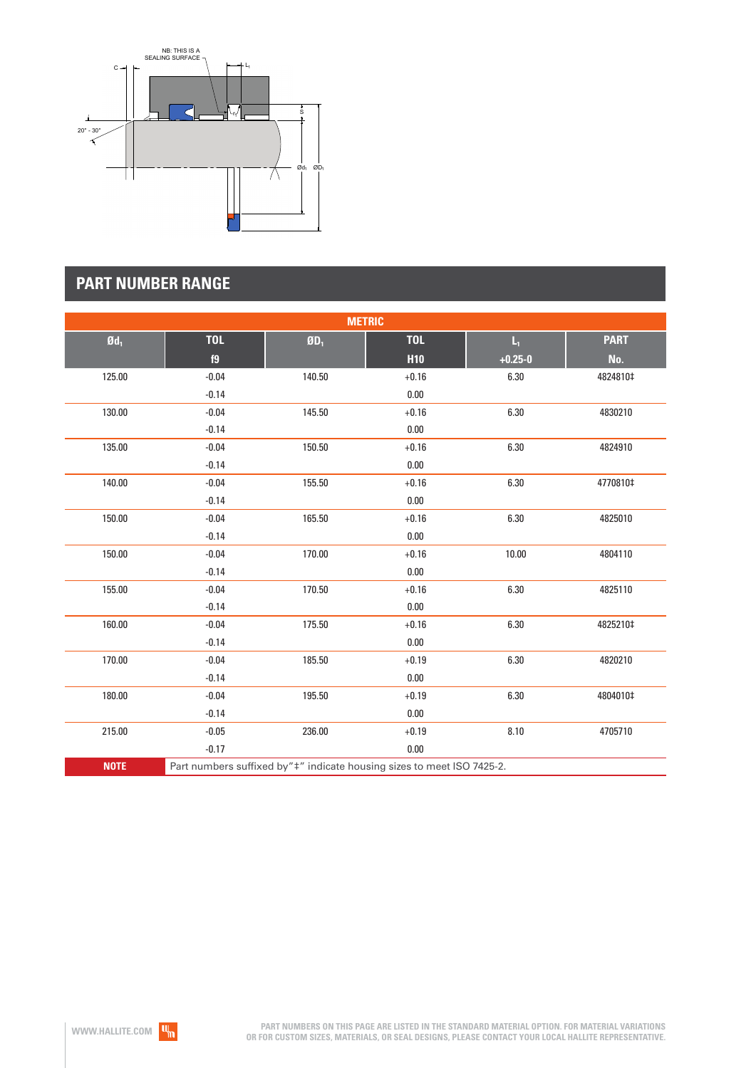NB: THIS IS A SEALING SURFACE

C

$L_1$

S

20° - 30°

$Ød_1$

$ØD_1$

## PART NUMBER RANGE

| METRIC | | | | | |
|---|---|---|---|---|---|
| $Ød_1$ | TOL f9 | $ØD_1$ | TOL H10 | $L_1$ +0.25-0 | PART No. |
| 125.00 | -0.04 / -0.14 | 140.50 | +0.16 / 0.00 | 6.30 | 4824810‡ |
| 130.00 | -0.04 / -0.14 | 145.50 | +0.16 / 0.00 | 6.30 | 4830210 |
| 135.00 | -0.04 / -0.14 | 150.50 | +0.16 / 0.00 | 6.30 | 4824910 |
| 140.00 | -0.04 / -0.14 | 155.50 | +0.16 / 0.00 | 6.30 | 4770810‡ |
| 150.00 | -0.04 / -0.14 | 165.50 | +0.16 / 0.00 | 6.30 | 4825010 |
| 150.00 | -0.04 / -0.14 | 170.00 | +0.16 / 0.00 | 10.00 | 4804110 |
| 155.00 | -0.04 / -0.14 | 170.50 | +0.16 / 0.00 | 6.30 | 4825110 |
| 160.00 | -0.04 / -0.14 | 175.50 | +0.16 / 0.00 | 6.30 | 4825210‡ |
| 170.00 | -0.04 / -0.14 | 185.50 | +0.19 / 0.00 | 6.30 | 4820210 |
| 180.00 | -0.04 / -0.14 | 195.50 | +0.19 / 0.00 | 6.30 | 4804010‡ |
| 215.00 | -0.05 / -0.17 | 236.00 | +0.19 / 0.00 | 8.10 | 4705710 |
| NOTE | Part numbers suffixed by"‡" indicate housing sizes to meet ISO 7425-2. | | | | |

PART NUMBERS ON THIS PAGE ARE LISTED IN THE STANDARD MATERIAL OPTION. FOR MATERIAL VARIATIONS OR FOR CUSTOM SIZES, MATERIALS, OR SEAL DESIGNS, PLEASE CONTACT YOUR LOCAL HALLITE REPRESENTATIVE.